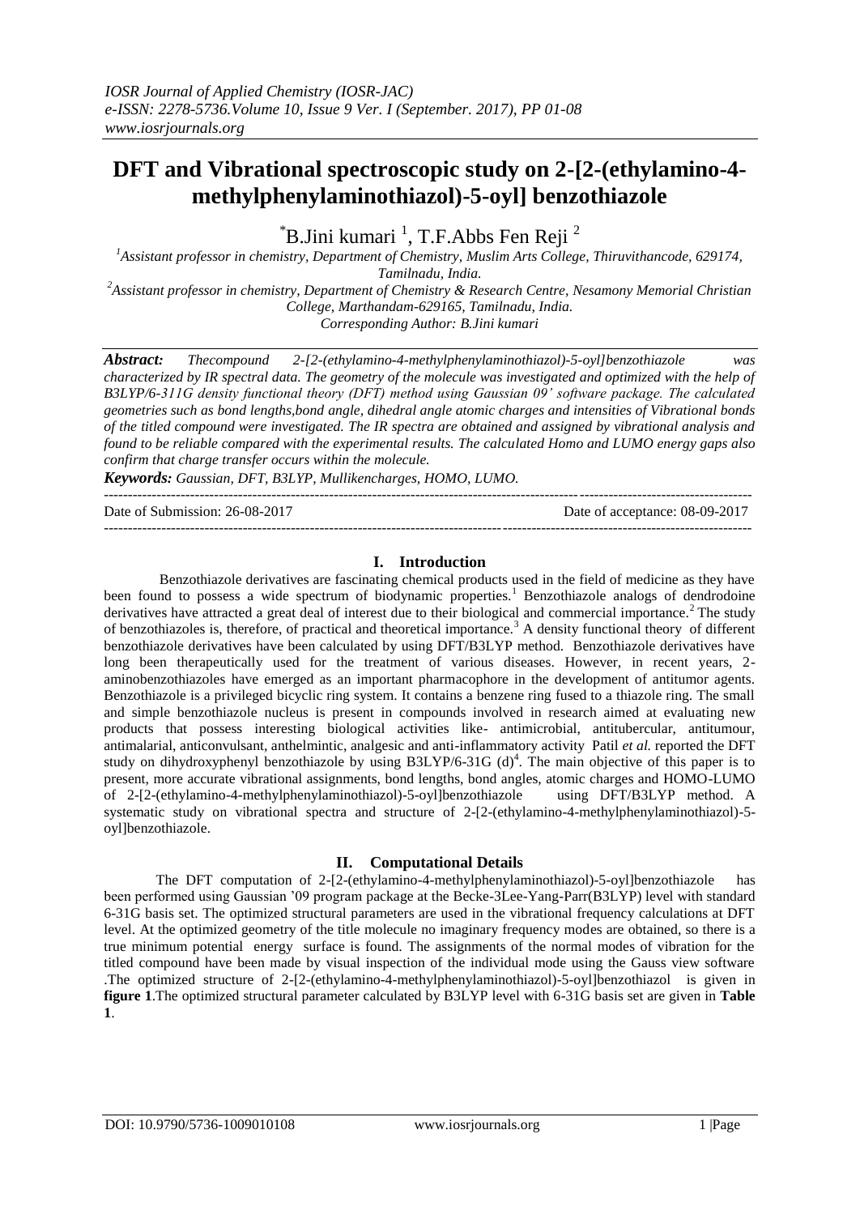# DFT and Vibrational spectroscopic study on 2-[2-(ethylamino-4-methylphenylaminothiazol)-5-oyl] benzothiazole

*B.Jini kumari [1], T.F.Abbs Fen Reji [2]

[1]Assistant professor in chemistry, Department of Chemistry, Muslim Arts College, Thiruvithancode, 629174, Tamilnadu, India.

[2]Assistant professor in chemistry, Department of Chemistry & Research Centre, Nesamony Memorial Christian College, Marthandam-629165, Tamilnadu, India.

Corresponding Author: B.Jini kumari

***Abstract:*** *Thecompound 2-[2-(ethylamino-4-methylphenylaminothiazol)-5-oyl]benzothiazole was characterized by IR spectral data. The geometry of the molecule was investigated and optimized with the help of B3LYP/6-311G density functional theory (DFT) method using Gaussian 09' software package. The calculated geometries such as bond lengths,bond angle, dihedral angle atomic charges and intensities of Vibrational bonds of the titled compound were investigated. The IR spectra are obtained and assigned by vibrational analysis and found to be reliable compared with the experimental results. The calculated Homo and LUMO energy gaps also confirm that charge transfer occurs within the molecule.*

***Keywords:*** *Gaussian, DFT, B3LYP, Mullikencharges, HOMO, LUMO.*

---

Date of Submission: 26-08-2017 Date of acceptance: 08-09-2017

---

## I. Introduction

Benzothiazole derivatives are fascinating chemical products used in the field of medicine as they have been found to possess a wide spectrum of biodynamic properties.[1] Benzothiazole analogs of dendrodoine derivatives have attracted a great deal of interest due to their biological and commercial importance.[2] The study of benzothiazoles is, therefore, of practical and theoretical importance.[3] A density functional theory of different benzothiazole derivatives have been calculated by using DFT/B3LYP method. Benzothiazole derivatives have long been therapeutically used for the treatment of various diseases. However, in recent years, 2-aminobenzothiazoles have emerged as an important pharmacophore in the development of antitumor agents. Benzothiazole is a privileged bicyclic ring system. It contains a benzene ring fused to a thiazole ring. The small and simple benzothiazole nucleus is present in compounds involved in research aimed at evaluating new products that possess interesting biological activities like- antimicrobial, antitubercular, antitumour, antimalarial, anticonvulsant, anthelmintic, analgesic and anti-inflammatory activity Patil *et al.* reported the DFT study on dihydroxyphenyl benzothiazole by using B3LYP/6-31G (d)[4]. The main objective of this paper is to present, more accurate vibrational assignments, bond lengths, bond angles, atomic charges and HOMO-LUMO of 2-[2-(ethylamino-4-methylphenylaminothiazol)-5-oyl]benzothiazole using DFT/B3LYP method. A systematic study on vibrational spectra and structure of 2-[2-(ethylamino-4-methylphenylaminothiazol)-5-oyl]benzothiazole.

## II. Computational Details

The DFT computation of 2-[2-(ethylamino-4-methylphenylaminothiazol)-5-oyl]benzothiazole has been performed using Gaussian '09 program package at the Becke-3Lee-Yang-Parr(B3LYP) level with standard 6-31G basis set. The optimized structural parameters are used in the vibrational frequency calculations at DFT level. At the optimized geometry of the title molecule no imaginary frequency modes are obtained, so there is a true minimum potential energy surface is found. The assignments of the normal modes of vibration for the titled compound have been made by visual inspection of the individual mode using the Gauss view software .The optimized structure of 2-[2-(ethylamino-4-methylphenylaminothiazol)-5-oyl]benzothiazol is given in **figure 1**.The optimized structural parameter calculated by B3LYP level with 6-31G basis set are given in **Table 1**.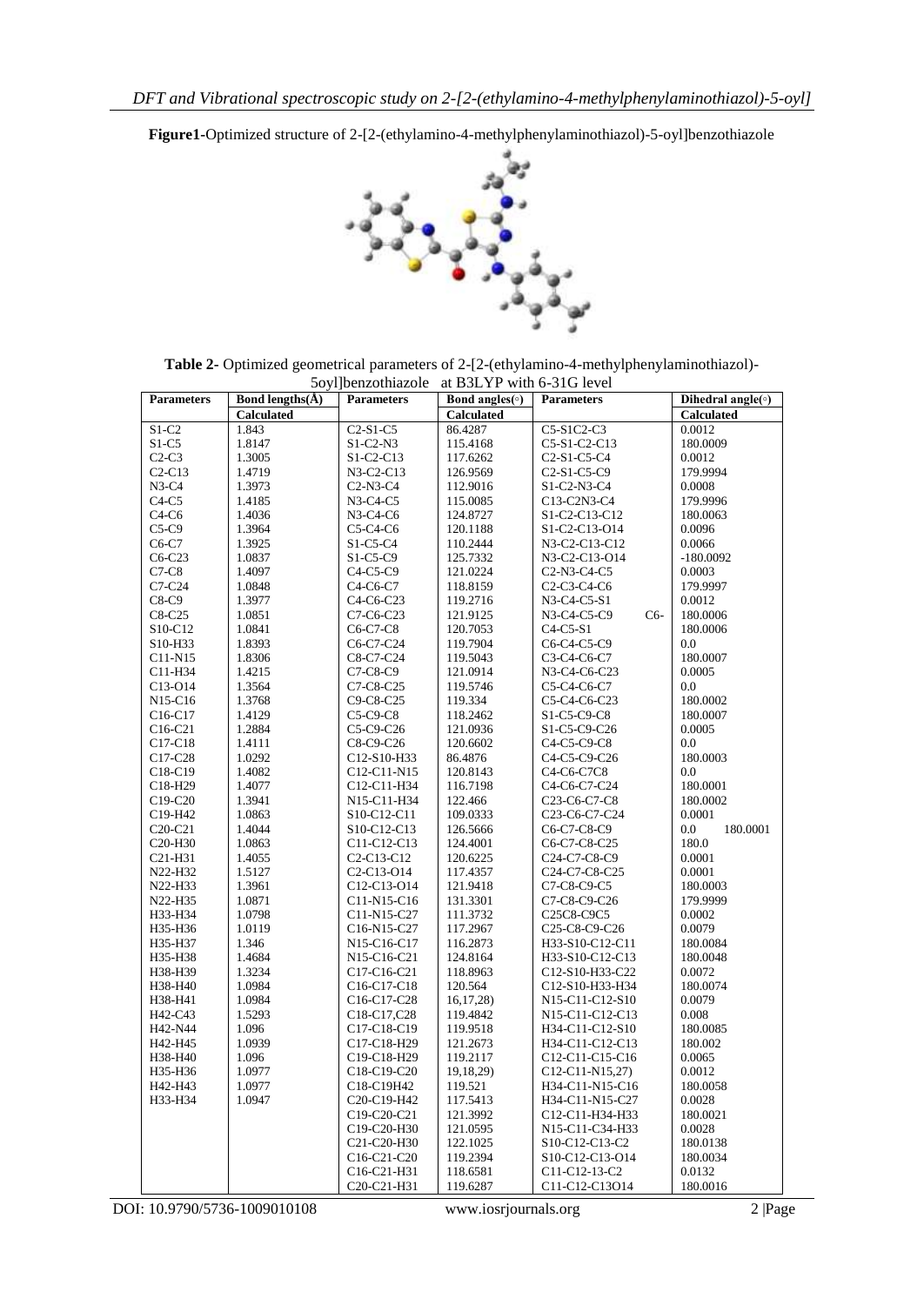**Figure1**-Optimized structure of 2-[2-(ethylamino-4-methylphenylaminothiazol)-5-oyl]benzothiazole

**Table 2**- Optimized geometrical parameters of 2-[2-(ethylamino-4-methylphenylaminothiazol)-5oyl]benzothiazole at B3LYP with 6-31G level

| Parameters | Bond lengths(Å) | Parameters | Bond angles(◦) | Parameters | Dihedral angle(◦) |
|---|---|---|---|---|---|
| | Calculated | | Calculated | | Calculated |
| S1-C2 | 1.843 | C2-S1-C5 | 86.4287 | C5-S1C2-C3 | 0.0012 |
| S1-C5 | 1.8147 | S1-C2-N3 | 115.4168 | C5-S1-C2-C13 | 180.0009 |
| C2-C3 | 1.3005 | S1-C2-C13 | 117.6262 | C2-S1-C5-C4 | 0.0012 |
| C2-C13 | 1.4719 | N3-C2-C13 | 126.9569 | C2-S1-C5-C9 | 179.9994 |
| N3-C4 | 1.3973 | C2-N3-C4 | 112.9016 | S1-C2-N3-C4 | 0.0008 |
| C4-C5 | 1.4185 | N3-C4-C5 | 115.0085 | C13-C2N3-C4 | 179.9996 |
| C4-C6 | 1.4036 | N3-C4-C6 | 124.8727 | S1-C2-C13-C12 | 180.0063 |
| C5-C9 | 1.3964 | C5-C4-C6 | 120.1188 | S1-C2-C13-O14 | 0.0096 |
| C6-C7 | 1.3925 | S1-C5-C4 | 110.2444 | N3-C2-C13-C12 | 0.0066 |
| C6-C23 | 1.0837 | S1-C5-C9 | 125.7332 | N3-C2-C13-O14 | -180.0092 |
| C7-C8 | 1.4097 | C4-C5-C9 | 121.0224 | C2-N3-C4-C5 | 0.0003 |
| C7-C24 | 1.0848 | C4-C6-C7 | 118.8159 | C2-C3-C4-C6 | 179.9997 |
| C8-C9 | 1.3977 | C4-C6-C23 | 119.2716 | N3-C4-C5-S1 | 0.0012 |
| C8-C25 | 1.0851 | C7-C6-C23 | 121.9125 | N3-C4-C5-C9 C6-C4-C5-S1 | 180.0006 |
| S10-C12 | 1.0841 | C6-C7-C8 | 120.7053 | | 180.0006 |
| S10-H33 | 1.8393 | C6-C7-C24 | 119.7904 | C6-C4-C5-C9 | 0.0 |
| C11-N15 | 1.8306 | C8-C7-C24 | 119.5043 | C3-C4-C6-C7 | 180.0007 |
| C11-H34 | 1.4215 | C7-C8-C9 | 121.0914 | N3-C4-C6-C23 | 0.0005 |
| C13-O14 | 1.3564 | C7-C8-C25 | 119.5746 | C5-C4-C6-C7 | 0.0 |
| N15-C16 | 1.3768 | C9-C8-C25 | 119.334 | C5-C4-C6-C23 | 180.0002 |
| C16-C17 | 1.4129 | C5-C9-C8 | 118.2462 | S1-C5-C9-C8 | 180.0007 |
| C16-C21 | 1.2884 | C5-C9-C26 | 121.0936 | S1-C5-C9-C26 | 0.0005 |
| C17-C18 | 1.4111 | C8-C9-C26 | 120.6602 | C4-C5-C9-C8 | 0.0 |
| C17-C28 | 1.0292 | C12-S10-H33 | 86.4876 | C4-C5-C9-C26 | 180.0003 |
| C18-C19 | 1.4082 | C12-C11-N15 | 120.8143 | C4-C6-C7C8 | 0.0 |
| C18-H29 | 1.4077 | C12-C11-H34 | 116.7198 | C4-C6-C7-C24 | 180.0001 |
| C19-C20 | 1.3941 | N15-C11-H34 | 122.466 | C23-C6-C7-C8 | 180.0002 |
| C19-H42 | 1.0863 | S10-C12-C11 | 109.0333 | C23-C6-C7-C24 | 0.0001 |
| C20-C21 | 1.4044 | S10-C12-C13 | 126.5666 | C6-C7-C8-C9 | 0.0 180.0001 |
| C20-H30 | 1.0863 | C11-C12-C13 | 124.4001 | C6-C7-C8-C25 | 180.0 |
| C21-H31 | 1.4055 | C2-C13-C12 | 120.6225 | C24-C7-C8-C9 | 0.0001 |
| N22-H32 | 1.5127 | C2-C13-O14 | 117.4357 | C24-C7-C8-C25 | 0.0001 |
| N22-H33 | 1.3961 | C12-C13-O14 | 121.9418 | C7-C8-C9-C5 | 180.0003 |
| N22-H35 | 1.0871 | C11-N15-C16 | 131.3301 | C7-C8-C9-C26 | 179.9999 |
| H33-H34 | 1.0798 | C11-N15-C27 | 111.3732 | C25C8-C9C5 | 0.0002 |
| H35-H36 | 1.0119 | C16-N15-C27 | 117.2967 | C25-C8-C9-C26 | 0.0079 |
| H35-H37 | 1.346 | N15-C16-C17 | 116.2873 | H33-S10-C12-C11 | 180.0084 |
| H35-H38 | 1.4684 | N15-C16-C21 | 124.8164 | H33-S10-C12-C13 | 180.0048 |
| H38-H39 | 1.3234 | C17-C16-C21 | 118.8963 | C12-S10-H33-C22 | 0.0072 |
| H38-H40 | 1.0984 | C16-C17-C18 | 120.564 | C12-S10-H33-H34 | 180.0074 |
| H38-H41 | 1.0984 | C16-C17-C28 | 16,17,28) | N15-C11-C12-S10 | 0.0079 |
| H42-C43 | 1.5293 | C18-C17,C28 | 119.4842 | N15-C11-C12-C13 | 0.008 |
| H42-N44 | 1.096 | C17-C18-C19 | 119.9518 | H34-C11-C12-S10 | 180.0085 |
| H42-H45 | 1.0939 | C17-C18-H29 | 121.2673 | H34-C11-C12-C13 | 180.002 |
| H38-H40 | 1.096 | C19-C18-H29 | 119.2117 | C12-C11-C15-C16 | 0.0065 |
| H35-H36 | 1.0977 | C18-C19-C20 | 19,18,29) | C12-C11-N15,27) | 0.0012 |
| H42-H43 | 1.0977 | C18-C19H42 | 119.521 | H34-C11-N15-C16 | 180.0058 |
| H33-H34 | 1.0947 | C20-C19-H42 | 117.5413 | H34-C11-N15-C27 | 0.0028 |
| | | C19-C20-C21 | 121.3992 | C12-C11-H34-H33 | 180.0021 |
| | | C19-C20-H30 | 121.0595 | N15-C11-C34-H33 | 0.0028 |
| | | C21-C20-H30 | 122.1025 | S10-C12-C13-C2 | 180.0138 |
| | | C16-C21-C20 | 119.2394 | S10-C12-C13-O14 | 180.0034 |
| | | C16-C21-H31 | 118.6581 | C11-C12-13-C2 | 0.0132 |
| | | C20-C21-H31 | 119.6287 | C11-C12-C13O14 | 180.0016 |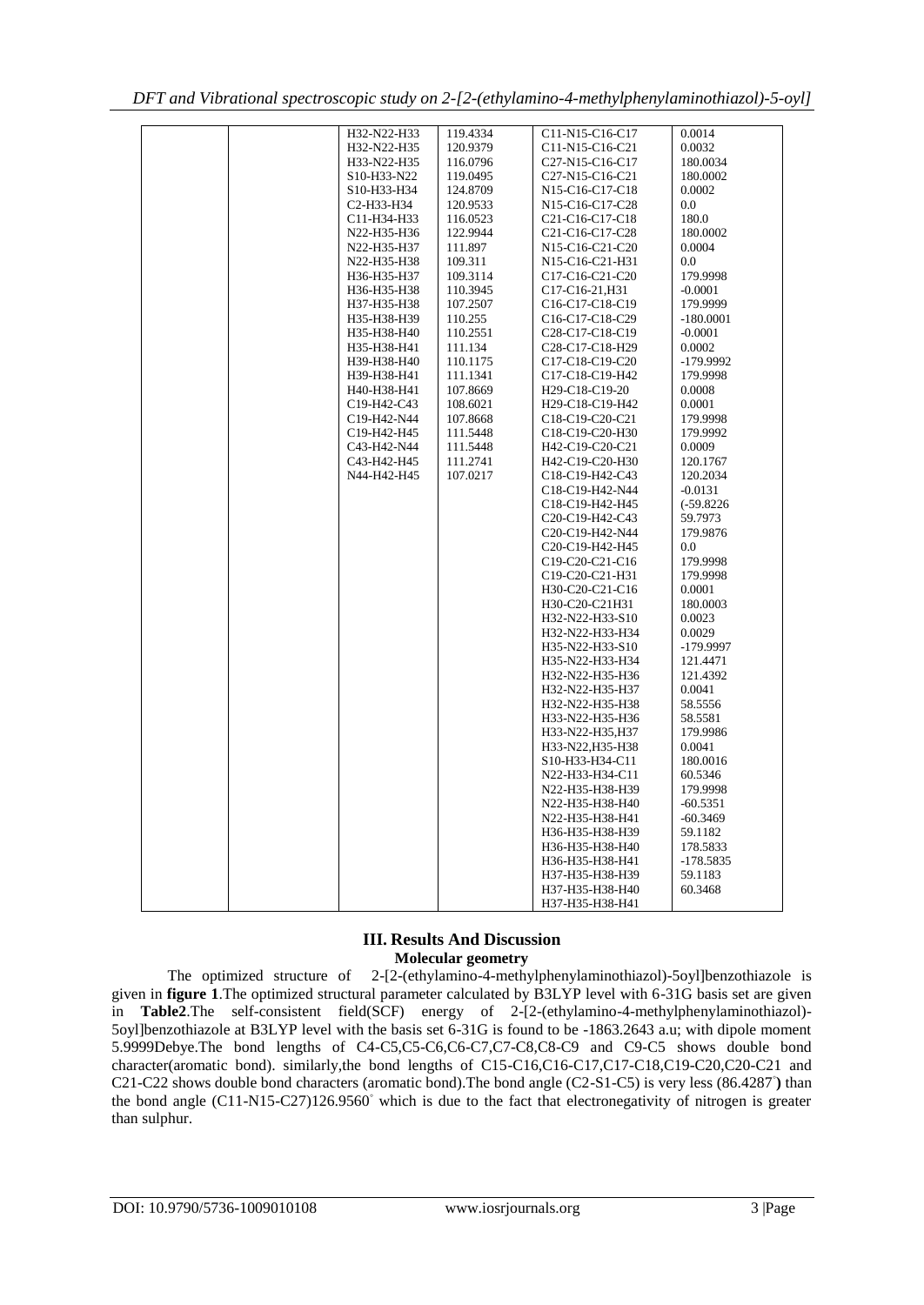| | | H32-N22-H33 | 119.4334 | C11-N15-C16-C17 | 0.0014 |
|---|---|---|---|---|---|
| | | H32-N22-H35 | 120.9379 | C11-N15-C16-C21 | 0.0032 |
| | | H33-N22-H35 | 116.0796 | C27-N15-C16-C17 | 180.0034 |
| | | S10-H33-N22 | 119.0495 | C27-N15-C16-C21 | 180.0002 |
| | | S10-H33-H34 | 124.8709 | N15-C16-C17-C18 | 0.0002 |
| | | C2-H33-H34 | 120.9533 | N15-C16-C17-C28 | 0.0 |
| | | C11-H34-H33 | 116.0523 | C21-C16-C17-C18 | 180.0 |
| | | N22-H35-H36 | 122.9944 | C21-C16-C17-C28 | 180.0002 |
| | | N22-H35-H37 | 111.897 | N15-C16-C21-C20 | 0.0004 |
| | | N22-H35-H38 | 109.311 | N15-C16-C21-H31 | 0.0 |
| | | H36-H35-H37 | 109.3114 | C17-C16-C21-C20 | 179.9998 |
| | | H36-H35-H38 | 110.3945 | C17-C16-21,H31 | -0.0001 |
| | | H37-H35-H38 | 107.2507 | C16-C17-C18-C19 | 179.9999 |
| | | H35-H38-H39 | 110.255 | C16-C17-C18-C29 | -180.0001 |
| | | H35-H38-H40 | 110.2551 | C28-C17-C18-C19 | -0.0001 |
| | | H35-H38-H41 | 111.134 | C28-C17-C18-H29 | 0.0002 |
| | | H39-H38-H40 | 110.1175 | C17-C18-C19-C20 | -179.9992 |
| | | H39-H38-H41 | 111.1341 | C17-C18-C19-H42 | 179.9998 |
| | | H40-H38-H41 | 107.8669 | H29-C18-C19-20 | 0.0008 |
| | | C19-H42-C43 | 108.6021 | H29-C18-C19-H42 | 0.0001 |
| | | C19-H42-N44 | 107.8668 | C18-C19-C20-C21 | 179.9998 |
| | | C19-H42-H45 | 111.5448 | C18-C19-C20-H30 | 179.9992 |
| | | C43-H42-N44 | 111.5448 | H42-C19-C20-C21 | 0.0009 |
| | | C43-H42-H45 | 111.2741 | H42-C19-C20-H30 | 120.1767 |
| | | N44-H42-H45 | 107.0217 | C18-C19-H42-C43 | 120.2034 |
| | | | | C18-C19-H42-N44 | -0.0131 |
| | | | | C18-C19-H42-H45 | (-59.8226 |
| | | | | C20-C19-H42-C43 | 59.7973 |
| | | | | C20-C19-H42-N44 | 179.9876 |
| | | | | C20-C19-H42-H45 | 0.0 |
| | | | | C19-C20-C21-C16 | 179.9998 |
| | | | | C19-C20-C21-H31 | 179.9998 |
| | | | | H30-C20-C21-C16 | 0.0001 |
| | | | | H30-C20-C21H31 | 180.0003 |
| | | | | H32-N22-H33-S10 | 0.0023 |
| | | | | H32-N22-H33-H34 | 0.0029 |
| | | | | H35-N22-H33-S10 | -179.9997 |
| | | | | H35-N22-H33-H34 | 121.4471 |
| | | | | H32-N22-H35-H36 | 121.4392 |
| | | | | H32-N22-H35-H37 | 0.0041 |
| | | | | H32-N22-H35-H38 | 58.5556 |
| | | | | H33-N22-H35-H36 | 58.5581 |
| | | | | H33-N22-H35,H37 | 179.9986 |
| | | | | H33-N22,H35-H38 | 0.0041 |
| | | | | S10-H33-H34-C11 | 180.0016 |
| | | | | N22-H33-H34-C11 | 60.5346 |
| | | | | N22-H35-H38-H39 | 179.9998 |
| | | | | N22-H35-H38-H40 | -60.5351 |
| | | | | N22-H35-H38-H41 | -60.3469 |
| | | | | H36-H35-H38-H39 | 59.1182 |
| | | | | H36-H35-H38-H40 | 178.5833 |
| | | | | H36-H35-H38-H41 | -178.5835 |
| | | | | H37-H35-H38-H39 | 59.1183 |
| | | | | H37-H35-H38-H40 | 60.3468 |
| | | | | H37-H35-H38-H41 | |

## III. Results And Discussion

### Molecular geometry

The optimized structure of 2-[2-(ethylamino-4-methylphenylaminothiazol)-5oyl]benzothiazole is given in **figure 1**.The optimized structural parameter calculated by B3LYP level with 6-31G basis set are given in **Table2**.The self-consistent field(SCF) energy of 2-[2-(ethylamino-4-methylphenylaminothiazol)-5oyl]benzothiazole at B3LYP level with the basis set 6-31G is found to be -1863.2643 a.u; with dipole moment 5.9999Debye.The bond lengths of C4-C5,C5-C6,C6-C7,C7-C8,C8-C9 and C9-C5 shows double bond character(aromatic bond). similarly,the bond lengths of C15-C16,C16-C17,C17-C18,C19-C20,C20-C21 and C21-C22 shows double bond characters (aromatic bond).The bond angle (C2-S1-C5) is very less (86.4287°) than the bond angle (C11-N15-C27)126.9560° which is due to the fact that electronegativity of nitrogen is greater than sulphur.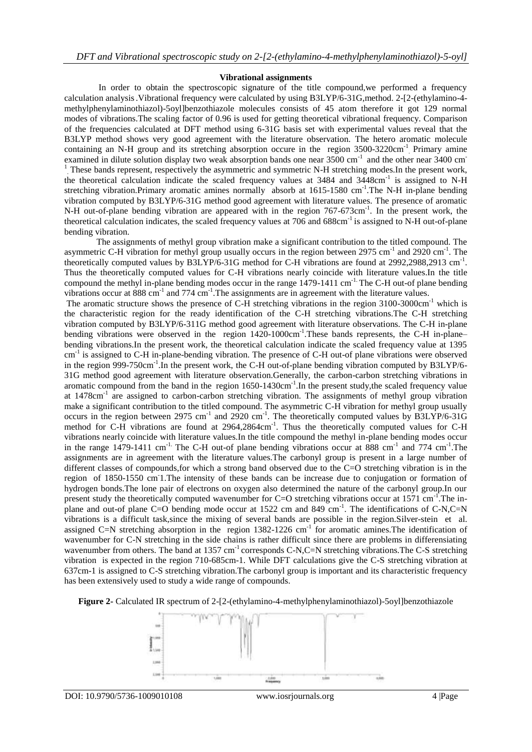### Vibrational assignments

In order to obtain the spectroscopic signature of the title compound,we performed a frequency calculation analysis.Vibrational frequency were calculated by using B3LYP/6-31G,method. 2-[2-(ethylamino-4-methylphenylaminothiazol)-5oyl]benzothiazole molecules consists of 45 atom therefore it got 129 normal modes of vibrations.The scaling factor of 0.96 is used for getting theoretical vibrational frequency. Comparison of the frequencies calculated at DFT method using 6-31G basis set with experimental values reveal that the B3LYP method shows very good agreement with the literature observation. The hetero aromatic molecule containing an N-H group and its stretching absorption occure in the region 3500-3220cm$^{-1}$. Primary amine examined in dilute solution display two weak absorption bands one near 3500 cm$^{-1}$ and the other near 3400 cm$^{-1}$. These bands represent, respectively the asymmetric and symmetric N-H stretching modes.In the present work, the theoretical calculation indicate the scaled frequency values at 3484 and 3448cm$^{-1}$ is assigned to N-H stretching vibration.Primary aromatic amines normally absorb at 1615-1580 cm$^{-1}$.The N-H in-plane bending vibration computed by B3LYP/6-31G method good agreement with literature values. The presence of aromatic N-H out-of-plane bending vibration are appeared with in the region 767-673cm$^{-1}$. In the present work, the theoretical calculation indicates, the scaled frequency values at 706 and 688cm$^{-1}$ is assigned to N-H out-of-plane bending vibration.

The assignments of methyl group vibration make a significant contribution to the titled compound. The asymmetric C-H vibration for methyl group usually occurs in the region between 2975 cm$^{-1}$ and 2920 cm$^{-1}$. The theoretically computed values by B3LYP/6-31G method for C-H vibrations are found at 2992,2988,2913 cm$^{-1}$. Thus the theoretically computed values for C-H vibrations nearly coincide with literature values.In the title compound the methyl in-plane bending modes occur in the range 1479-1411 cm$^{-1}$. The C-H out of plane bending vibrations occur at 888 cm$^{-1}$ and 774 cm$^{-1}$.The assignments are in agreement with the literature values.

The aromatic structure shows the presence of C-H stretching vibrations in the region 3100-3000cm$^{-1}$ which is the characteristic region for the ready identification of the C-H stretching vibrations.The C-H stretching vibration computed by B3LYP/6-311G method good agreement with literature observations. The C-H in-plane bending vibrations were observed in the region 1420-1000cm$^{-1}$.These bands represents, the C-H in-plane–bending vibrations.In the present work, the theoretical calculation indicate the scaled frequency value at 1395 cm$^{-1}$ is assigned to C-H in-plane-bending vibration. The presence of C-H out of plane vibrations were observed in the region 999-750cm$^{-1}$.In the present work, the C-H out-of-plane bending vibration computed by B3LYP/6-31G method good agreement with literature observation.Generally, the carbon-carbon stretching vibrations in aromatic compound from the band in the region 1650-1430cm$^{-1}$.In the present study,the scaled frequency value at 1478cm$^{-1}$ are assigned to carbon-carbon stretching vibration. The assignments of methyl group vibration make a significant contribution to the titled compound. The asymmetric C-H vibration for methyl group usually occurs in the region between 2975 cm$^{-1}$ and 2920 cm$^{-1}$. The theoretically computed values by B3LYP/6-31G method for C-H vibrations are found at 2964,2864cm$^{-1}$. Thus the theoretically computed values for C-H vibrations nearly coincide with literature values.In the title compound the methyl in-plane bending modes occur in the range 1479-1411 cm$^{-1}$. The C-H out of plane bending vibrations occur at 888 cm$^{-1}$ and 774 cm$^{-1}$.The assignments are in agreement with the literature values.The carbonyl group is present in a large number of different classes of compounds,for which a strong band observed due to the C=O stretching vibration is in the region of 1850-1550 cm$^{-1}$.The intensity of these bands can be increase due to conjugation or formation of hydrogen bonds.The lone pair of electrons on oxygen also determined the nature of the carbonyl group.In our present study the theoretically computed wavenumber for C=O stretching vibrations occur at 1571 cm$^{-1}$.The in-plane and out-of plane C=O bending mode occur at 1522 cm and 849 cm$^{-1}$. The identifications of C-N,C=N vibrations is a difficult task,since the mixing of several bands are possible in the region.Silver-stein et al. assigned C=N stretching absorption in the region 1382-1226 cm$^{-1}$ for aromatic amines.The identification of wavenumber for C-N stretching in the side chains is rather difficult since there are problems in differensiating wavenumber from others. The band at 1357 cm$^{-1}$ corresponds C-N,C=N stretching vibrations.The C-S stretching vibration is expected in the region 710-685cm-1. While DFT calculations give the C-S stretching vibration at 637cm-1 is assigned to C-S stretching vibration.The carbonyl group is important and its characteristic frequency has been extensively used to study a wide range of compounds.

**Figure 2-** Calculated IR spectrum of 2-[2-(ethylamino-4-methylphenylaminothiazol)-5oyl]benzothiazole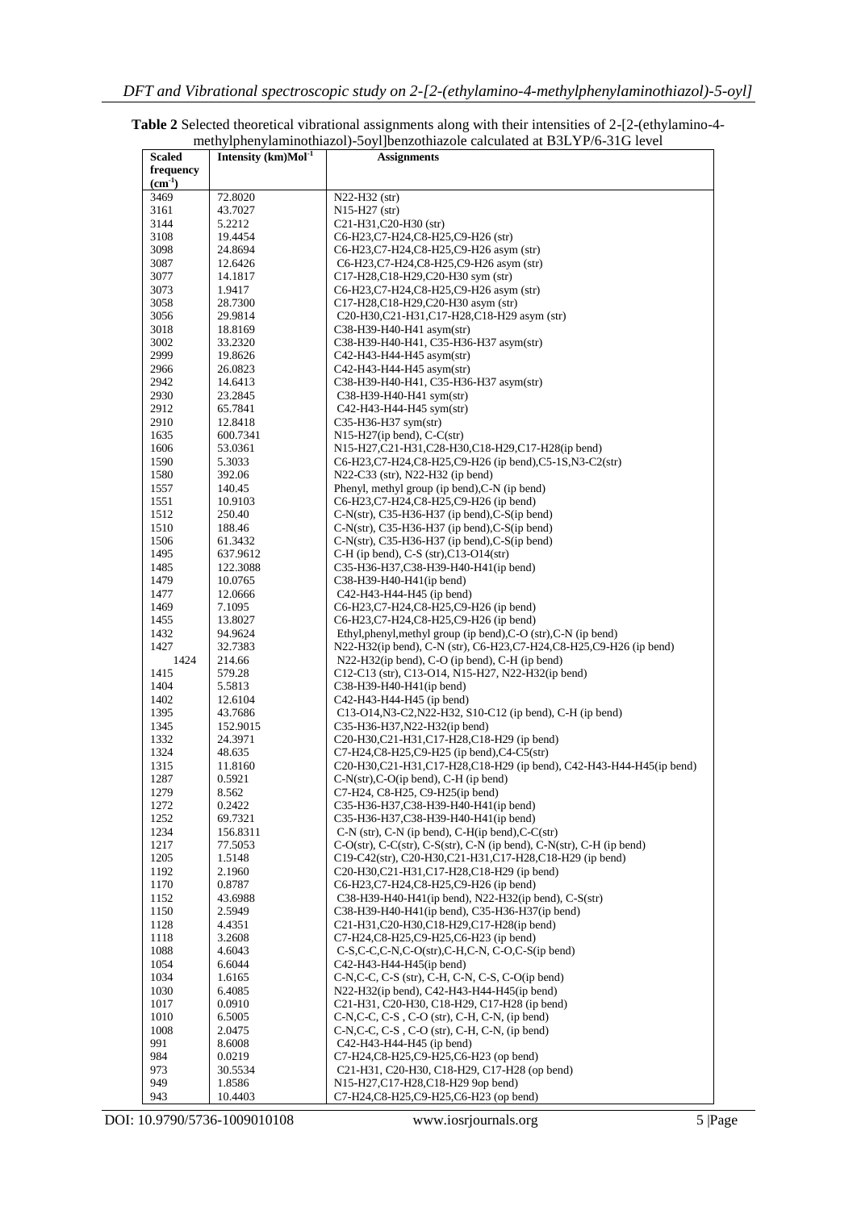**Table 2** Selected theoretical vibrational assignments along with their intensities of 2-[2-(ethylamino-4-methylphenylaminothiazol)-5oyl]benzothiazole calculated at B3LYP/6-31G level

| Scaled frequency ($cm^{-1}$) | Intensity (km)$Mol^{-1}$ | Assignments |
|---|---|---|
| 3469 | 72.8020 | N22-H32 (str) |
| 3161 | 43.7027 | N15-H27 (str) |
| 3144 | 5.2212 | C21-H31,C20-H30 (str) |
| 3108 | 19.4454 | C6-H23,C7-H24,C8-H25,C9-H26 (str) |
| 3098 | 24.8694 | C6-H23,C7-H24,C8-H25,C9-H26 asym (str) |
| 3087 | 12.6426 | C6-H23,C7-H24,C8-H25,C9-H26 asym (str) |
| 3077 | 14.1817 | C17-H28,C18-H29,C20-H30 sym (str) |
| 3073 | 1.9417 | C6-H23,C7-H24,C8-H25,C9-H26 asym (str) |
| 3058 | 28.7300 | C17-H28,C18-H29,C20-H30 asym (str) |
| 3056 | 29.9814 | C20-H30,C21-H31,C17-H28,C18-H29 asym (str) |
| 3018 | 18.8169 | C38-H39-H40-H41 asym(str) |
| 3002 | 33.2320 | C38-H39-H40-H41, C35-H36-H37 asym(str) |
| 2999 | 19.8626 | C42-H43-H44-H45 asym(str) |
| 2966 | 26.0823 | C42-H43-H44-H45 asym(str) |
| 2942 | 14.6413 | C38-H39-H40-H41, C35-H36-H37 asym(str) |
| 2930 | 23.2845 | C38-H39-H40-H41 sym(str) |
| 2912 | 65.7841 | C42-H43-H44-H45 sym(str) |
| 2910 | 12.8418 | C35-H36-H37 sym(str) |
| 1635 | 600.7341 | N15-H27(ip bend), C-C(str) |
| 1606 | 53.0361 | N15-H27,C21-H31,C28-H30,C18-H29,C17-H28(ip bend) |
| 1590 | 5.3033 | C6-H23,C7-H24,C8-H25,C9-H26 (ip bend),C5-1S,N3-C2(str) |
| 1580 | 392.06 | N22-C33 (str), N22-H32 (ip bend) |
| 1557 | 140.45 | Phenyl, methyl group (ip bend),C-N (ip bend) |
| 1551 | 10.9103 | C6-H23,C7-H24,C8-H25,C9-H26 (ip bend) |
| 1512 | 250.40 | C-N(str), C35-H36-H37 (ip bend),C-S(ip bend) |
| 1510 | 188.46 | C-N(str), C35-H36-H37 (ip bend),C-S(ip bend) |
| 1506 | 61.3432 | C-N(str), C35-H36-H37 (ip bend),C-S(ip bend) |
| 1495 | 637.9612 | C-H (ip bend), C-S (str),C13-O14(str) |
| 1485 | 122.3088 | C35-H36-H37,C38-H39-H40-H41(ip bend) |
| 1479 | 10.0765 | C38-H39-H40-H41(ip bend) |
| 1477 | 12.0666 | C42-H43-H44-H45 (ip bend) |
| 1469 | 7.1095 | C6-H23,C7-H24,C8-H25,C9-H26 (ip bend) |
| 1455 | 13.8027 | C6-H23,C7-H24,C8-H25,C9-H26 (ip bend) |
| 1432 | 94.9624 | Ethyl,phenyl,methyl group (ip bend),C-O (str),C-N (ip bend) |
| 1427 | 32.7383 | N22-H32(ip bend), C-N (str), C6-H23,C7-H24,C8-H25,C9-H26 (ip bend) |
| 1424 | 214.66 | N22-H32(ip bend), C-O (ip bend), C-H (ip bend) |
| 1415 | 579.28 | C12-C13 (str), C13-O14, N15-H27, N22-H32(ip bend) |
| 1404 | 5.5813 | C38-H39-H40-H41(ip bend) |
| 1402 | 12.6104 | C42-H43-H44-H45 (ip bend) |
| 1395 | 43.7686 | C13-O14,N3-C2,N22-H32, S10-C12 (ip bend), C-H (ip bend) |
| 1345 | 152.9015 | C35-H36-H37,N22-H32(ip bend) |
| 1332 | 24.3971 | C20-H30,C21-H31,C17-H28,C18-H29 (ip bend) |
| 1324 | 48.635 | C7-H24,C8-H25,C9-H25 (ip bend),C4-C5(str) |
| 1315 | 11.8160 | C20-H30,C21-H31,C17-H28,C18-H29 (ip bend), C42-H43-H44-H45(ip bend) |
| 1287 | 0.5921 | C-N(str),C-O(ip bend), C-H (ip bend) |
| 1279 | 8.562 | C7-H24, C8-H25, C9-H25(ip bend) |
| 1272 | 0.2422 | C35-H36-H37,C38-H39-H40-H41(ip bend) |
| 1252 | 69.7321 | C35-H36-H37,C38-H39-H40-H41(ip bend) |
| 1234 | 156.8311 | C-N (str), C-N (ip bend), C-H(ip bend),C-C(str) |
| 1217 | 77.5053 | C-O(str), C-C(str), C-S(str), C-N (ip bend), C-N(str), C-H (ip bend) |
| 1205 | 1.5148 | C19-C42(str), C20-H30,C21-H31,C17-H28,C18-H29 (ip bend) |
| 1192 | 2.1960 | C20-H30,C21-H31,C17-H28,C18-H29 (ip bend) |
| 1170 | 0.8787 | C6-H23,C7-H24,C8-H25,C9-H26 (ip bend) |
| 1152 | 43.6988 | C38-H39-H40-H41(ip bend), N22-H32(ip bend), C-S(str) |
| 1150 | 2.5949 | C38-H39-H40-H41(ip bend), C35-H36-H37(ip bend) |
| 1128 | 4.4351 | C21-H31,C20-H30,C18-H29,C17-H28(ip bend) |
| 1118 | 3.2608 | C7-H24,C8-H25,C9-H25,C6-H23 (ip bend) |
| 1088 | 4.6043 | C-S,C-C,C-N,C-O(str),C-H,C-N, C-O,C-S(ip bend) |
| 1054 | 6.6044 | C42-H43-H44-H45(ip bend) |
| 1034 | 1.6165 | C-N,C-C, C-S (str), C-H, C-N, C-S, C-O(ip bend) |
| 1030 | 6.4085 | N22-H32(ip bend), C42-H43-H44-H45(ip bend) |
| 1017 | 0.0910 | C21-H31, C20-H30, C18-H29, C17-H28 (ip bend) |
| 1010 | 6.5005 | C-N,C-C, C-S , C-O (str), C-H, C-N, (ip bend) |
| 1008 | 2.0475 | C-N,C-C, C-S , C-O (str), C-H, C-N, (ip bend) |
| 991 | 8.6008 | C42-H43-H44-H45 (ip bend) |
| 984 | 0.0219 | C7-H24,C8-H25,C9-H25,C6-H23 (op bend) |
| 973 | 30.5534 | C21-H31, C20-H30, C18-H29, C17-H28 (op bend) |
| 949 | 1.8586 | N15-H27,C17-H28,C18-H29 9op bend) |
| 943 | 10.4403 | C7-H24,C8-H25,C9-H25,C6-H23 (op bend) |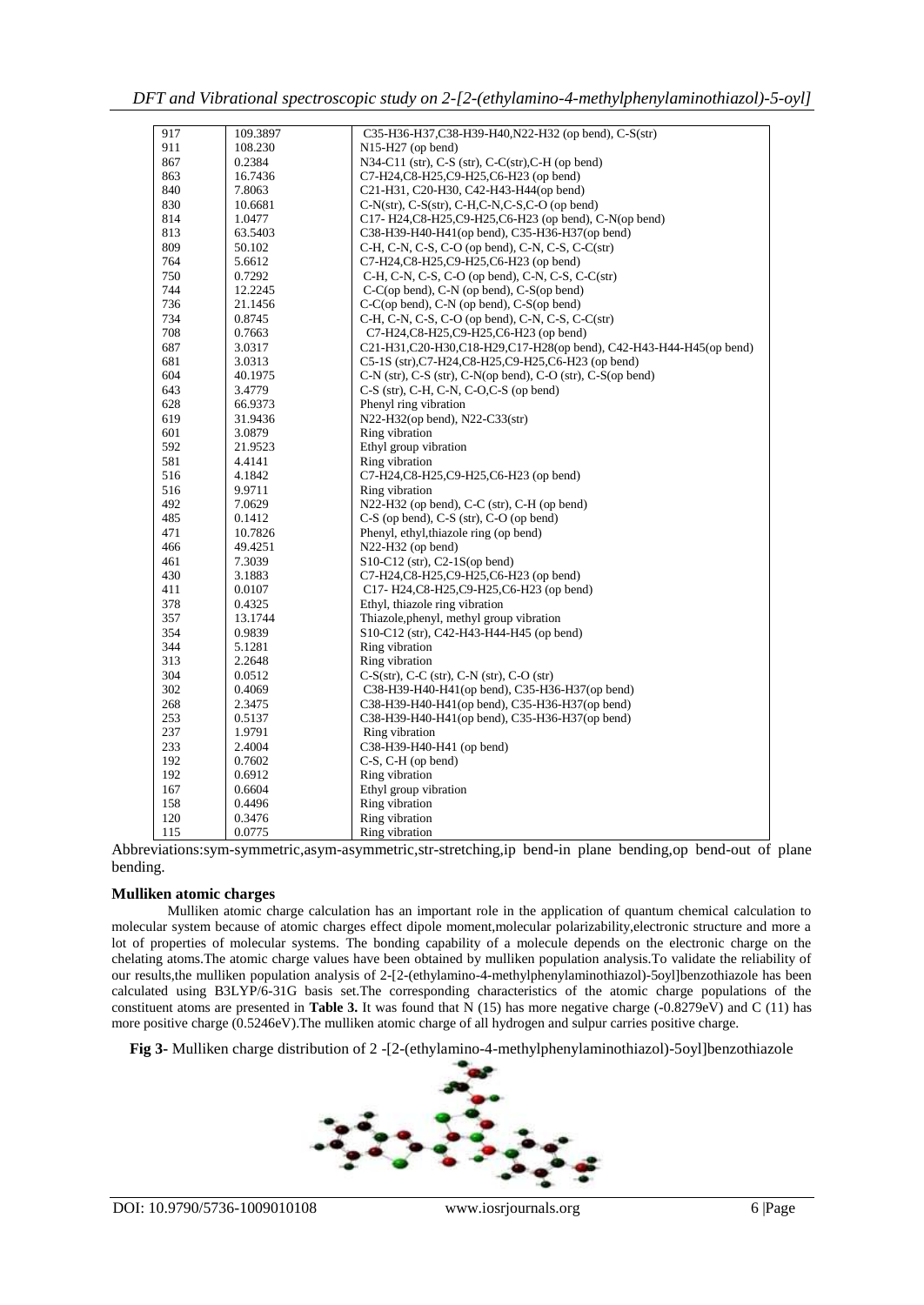| | | |
|---|---|---|
| 917 | 109.3897 | C35-H36-H37,C38-H39-H40,N22-H32 (op bend), C-S(str) |
| 911 | 108.230 | N15-H27 (op bend) |
| 867 | 0.2384 | N34-C11 (str), C-S (str), C-C(str),C-H (op bend) |
| 863 | 16.7436 | C7-H24,C8-H25,C9-H25,C6-H23 (op bend) |
| 840 | 7.8063 | C21-H31, C20-H30, C42-H43-H44(op bend) |
| 830 | 10.6681 | C-N(str), C-S(str), C-H,C-N,C-S,C-O (op bend) |
| 814 | 1.0477 | C17- H24,C8-H25,C9-H25,C6-H23 (op bend), C-N(op bend) |
| 813 | 63.5403 | C38-H39-H40-H41(op bend), C35-H36-H37(op bend) |
| 809 | 50.102 | C-H, C-N, C-S, C-O (op bend), C-N, C-S, C-C(str) |
| 764 | 5.6612 | C7-H24,C8-H25,C9-H25,C6-H23 (op bend) |
| 750 | 0.7292 | C-H, C-N, C-S, C-O (op bend), C-N, C-S, C-C(str) |
| 744 | 12.2245 | C-C(op bend), C-N (op bend), C-S(op bend) |
| 736 | 21.1456 | C-C(op bend), C-N (op bend), C-S(op bend) |
| 734 | 0.8745 | C-H, C-N, C-S, C-O (op bend), C-N, C-S, C-C(str) |
| 708 | 0.7663 | C7-H24,C8-H25,C9-H25,C6-H23 (op bend) |
| 687 | 3.0317 | C21-H31,C20-H30,C18-H29,C17-H28(op bend), C42-H43-H44-H45(op bend) |
| 681 | 3.0313 | C5-1S (str),C7-H24,C8-H25,C9-H25,C6-H23 (op bend) |
| 604 | 40.1975 | C-N (str), C-S (str), C-N(op bend), C-O (str), C-S(op bend) |
| 643 | 3.4779 | C-S (str), C-H, C-N, C-O,C-S (op bend) |
| 628 | 66.9373 | Phenyl ring vibration |
| 619 | 31.9436 | N22-H32(op bend), N22-C33(str) |
| 601 | 3.0879 | Ring vibration |
| 592 | 21.9523 | Ethyl group vibration |
| 581 | 4.4141 | Ring vibration |
| 516 | 4.1842 | C7-H24,C8-H25,C9-H25,C6-H23 (op bend) |
| 516 | 9.9711 | Ring vibration |
| 492 | 7.0629 | N22-H32 (op bend), C-C (str), C-H (op bend) |
| 485 | 0.1412 | C-S (op bend), C-S (str), C-O (op bend) |
| 471 | 10.7826 | Phenyl, ethyl,thiazole ring (op bend) |
| 466 | 49.4251 | N22-H32 (op bend) |
| 461 | 7.3039 | S10-C12 (str), C2-1S(op bend) |
| 430 | 3.1883 | C7-H24,C8-H25,C9-H25,C6-H23 (op bend) |
| 411 | 0.0107 | C17- H24,C8-H25,C9-H25,C6-H23 (op bend) |
| 378 | 0.4325 | Ethyl, thiazole ring vibration |
| 357 | 13.1744 | Thiazole,phenyl, methyl group vibration |
| 354 | 0.9839 | S10-C12 (str), C42-H43-H44-H45 (op bend) |
| 344 | 5.1281 | Ring vibration |
| 313 | 2.2648 | Ring vibration |
| 304 | 0.0512 | C-S(str), C-C (str), C-N (str), C-O (str) |
| 302 | 0.4069 | C38-H39-H40-H41(op bend), C35-H36-H37(op bend) |
| 268 | 2.3475 | C38-H39-H40-H41(op bend), C35-H36-H37(op bend) |
| 253 | 0.5137 | C38-H39-H40-H41(op bend), C35-H36-H37(op bend) |
| 237 | 1.9791 | Ring vibration |
| 233 | 2.4004 | C38-H39-H40-H41 (op bend) |
| 192 | 0.7602 | C-S, C-H (op bend) |
| 192 | 0.6912 | Ring vibration |
| 167 | 0.6604 | Ethyl group vibration |
| 158 | 0.4496 | Ring vibration |
| 120 | 0.3476 | Ring vibration |
| 115 | 0.0775 | Ring vibration |

Abbreviations:sym-symmetric,asym-asymmetric,str-stretching,ip bend-in plane bending,op bend-out of plane bending.

**Mulliken atomic charges**

Mulliken atomic charge calculation has an important role in the application of quantum chemical calculation to molecular system because of atomic charges effect dipole moment,molecular polarizability,electronic structure and more a lot of properties of molecular systems. The bonding capability of a molecule depends on the electronic charge on the chelating atoms.The atomic charge values have been obtained by mulliken population analysis.To validate the reliability of our results,the mulliken population analysis of 2-[2-(ethylamino-4-methylphenylaminothiazol)-5oyl]benzothiazole has been calculated using B3LYP/6-31G basis set.The corresponding characteristics of the atomic charge populations of the constituent atoms are presented in **Table 3.** It was found that N (15) has more negative charge (-0.8279eV) and C (11) has more positive charge (0.5246eV).The mulliken atomic charge of all hydrogen and sulpur carries positive charge.

**Fig 3-** Mulliken charge distribution of 2 -[2-(ethylamino-4-methylphenylaminothiazol)-5oyl]benzothiazole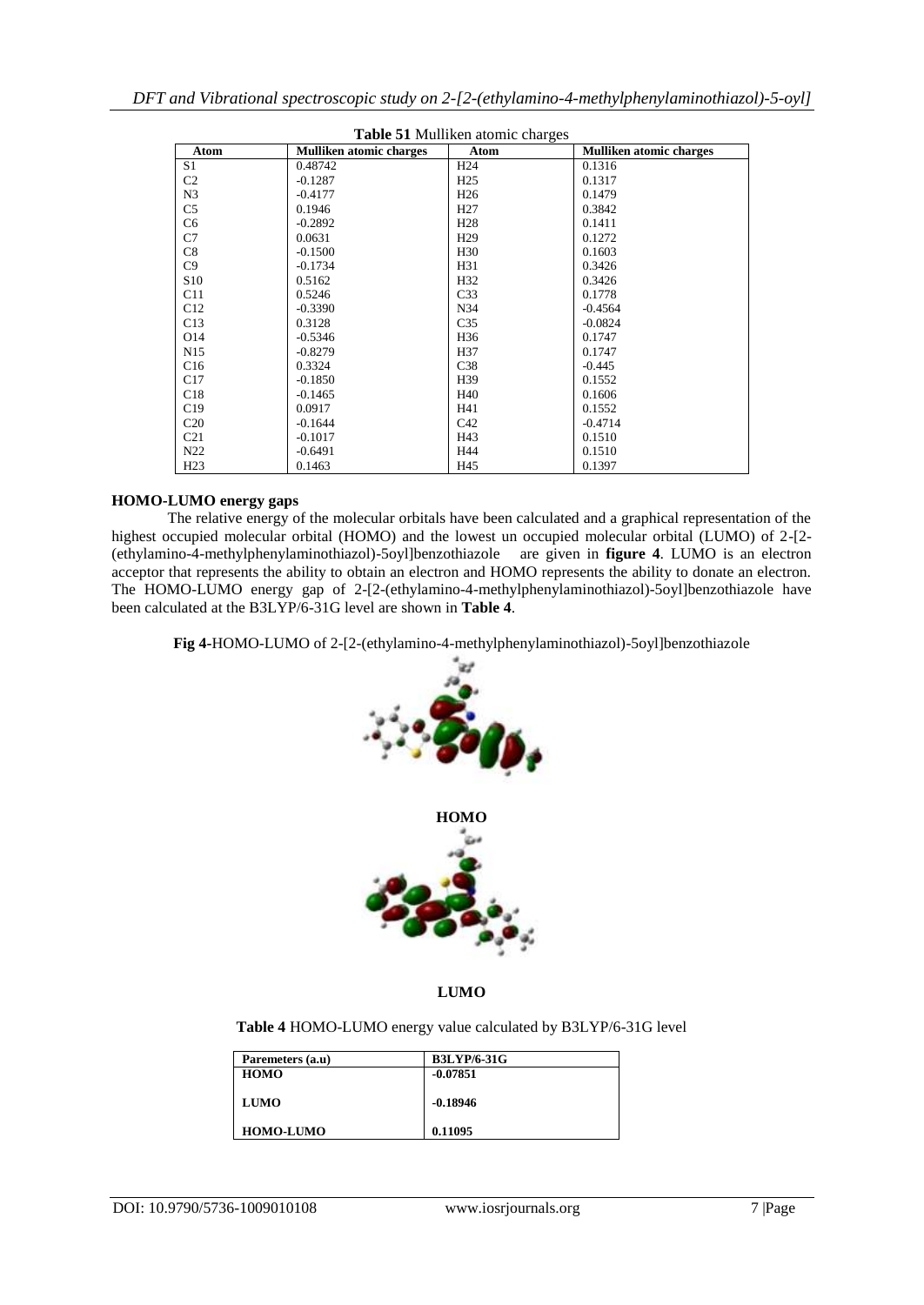**Table 51** Mulliken atomic charges

| Atom | Mulliken atomic charges | Atom | Mulliken atomic charges |
|---|---|---|---|
| S1 | 0.48742 | H24 | 0.1316 |
| C2 | -0.1287 | H25 | 0.1317 |
| N3 | -0.4177 | H26 | 0.1479 |
| C5 | 0.1946 | H27 | 0.3842 |
| C6 | -0.2892 | H28 | 0.1411 |
| C7 | 0.0631 | H29 | 0.1272 |
| C8 | -0.1500 | H30 | 0.1603 |
| C9 | -0.1734 | H31 | 0.3426 |
| S10 | 0.5162 | H32 | 0.3426 |
| C11 | 0.5246 | C33 | 0.1778 |
| C12 | -0.3390 | N34 | -0.4564 |
| C13 | 0.3128 | C35 | -0.0824 |
| O14 | -0.5346 | H36 | 0.1747 |
| N15 | -0.8279 | H37 | 0.1747 |
| C16 | 0.3324 | C38 | -0.445 |
| C17 | -0.1850 | H39 | 0.1552 |
| C18 | -0.1465 | H40 | 0.1606 |
| C19 | 0.0917 | H41 | 0.1552 |
| C20 | -0.1644 | C42 | -0.4714 |
| C21 | -0.1017 | H43 | 0.1510 |
| N22 | -0.6491 | H44 | 0.1510 |
| H23 | 0.1463 | H45 | 0.1397 |

## HOMO-LUMO energy gaps

The relative energy of the molecular orbitals have been calculated and a graphical representation of the highest occupied molecular orbital (HOMO) and the lowest un occupied molecular orbital (LUMO) of 2-[2-(ethylamino-4-methylphenylaminothiazol)-5oyl]benzothiazole are given in **figure 4**. LUMO is an electron acceptor that represents the ability to obtain an electron and HOMO represents the ability to donate an electron. The HOMO-LUMO energy gap of 2-[2-(ethylamino-4-methylphenylaminothiazol)-5oyl]benzothiazole have been calculated at the B3LYP/6-31G level are shown in **Table 4**.

**Fig 4**-HOMO-LUMO of 2-[2-(ethylamino-4-methylphenylaminothiazol)-5oyl]benzothiazole

**HOMO**

**LUMO**

**Table 4** HOMO-LUMO energy value calculated by B3LYP/6-31G level

| Paremeters (a.u) | B3LYP/6-31G |
|---|---|
| **HOMO** | **-0.07851** |
| **LUMO** | **-0.18946** |
| **HOMO-LUMO** | **0.11095** |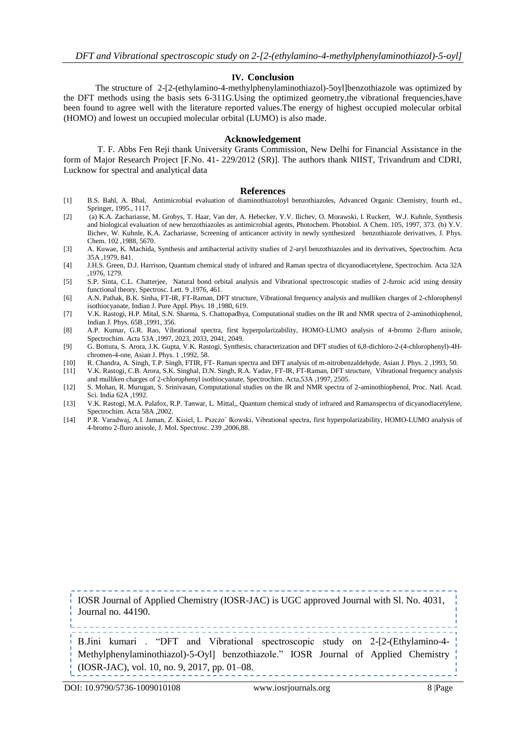## IV. Conclusion

The structure of 2-[2-(ethylamino-4-methylphenylaminothiazol)-5oyl]benzothiazole was optimized by the DFT methods using the basis sets 6-311G.Using the optimized geometry,the vibrational frequencies,have been found to agree well with the literature reported values.The energy of highest occupied molecular orbital (HOMO) and lowest un occupied molecular orbital (LUMO) is also made.

## Acknowledgement

T. F. Abbs Fen Reji thank University Grants Commission, New Delhi for Financial Assistance in the form of Major Research Project [F.No. 41- 229/2012 (SR)]. The authors thank NIIST, Trivandrum and CDRI, Lucknow for spectral and analytical data

## References

[1] B.S. Bahl, A. Bhal, Antimicrobial evaluation of diaminothiazoloyl benzothiazoles, Advanced Organic Chemistry, fourth ed., Springer, 1995., 1117.

[2] (a) K.A. Zachariasse, M. Grobys, T. Haar, Van der, A. Hebecker, Y.V. Ilichev, O. Morawski, I. Ruckert, W.J. Kuhnle, Synthesis and biological evaluation of new benzothiazoles as antimicrobial agents, Photochem. Photobiol. A Chem. 105, 1997, 373. (b) Y.V. Ilichev, W. Kuhnle, K.A. Zachariasse, Screening of anticancer activity in newly synthesized benzothiazole derivatives, J. Phys. Chem. 102 ,1988, 5670.

[3] A. Kuwae, K. Machida, Synthesis and antibacterial activity studies of 2-aryl benzothiazoles and its derivatives, Spectrochim. Acta 35A ,1979, 841.

[4] J.H.S. Green, D.J. Harrison, Quantum chemical study of infrared and Raman spectra of dicyanodiacetylene, Spectrochim. Acta 32A ,1976, 1279.

[5] S.P. Sinta, C.L. Chatterjee, Natural bond orbital analysis and Vibrational spectroscopic studies of 2-furoic acid using density functional theory, Spectrosc. Lett. 9 ,1976, 461.

[6] A.N. Pathak, B.K. Sinha, FT-IR, FT-Raman, DFT structure, Vibrational frequency analysis and mulliken charges of 2-chlorophenyl isothiocyanate, Indian J. Pure Appl. Phys. 18 ,1980, 619.

[7] V.K. Rastogi, H.P. Mital, S.N. Sharma, S. Chattopadhya, Computational studies on the IR and NMR spectra of 2-aminothiophenol, Indian J. Phys. 65B ,1991, 356.

[8] A.P. Kumar, G.R. Rao, Vibrational spectra, first hyperpolarizability, HOMO-LUMO analysis of 4-bromo 2-fluro anisole, Spectrochim. Acta 53A ,1997, 2023, 2033, 2041, 2049.

[9] G. Bottura, S. Arora, J.K. Gupta, V.K. Rastogi, Synthesis, characterization and DFT studies of 6,8-dichloro-2-(4-chlorophenyl)-4H-chromen-4-one, Asian J. Phys. 1 ,1992, 58.

[10] R. Chandra, A. Singh, T.P. Singh, FTIR, FT- Raman spectra and DFT analysis of m-nitrobenzaldehyde, Asian J. Phys. 2 ,1993, 50.

[11] V.K. Rastogi, C.B. Arora, S.K. Singhal, D.N. Singh, R.A. Yadav, FT-IR, FT-Raman, DFT structure, Vibrational frequency analysis and mulliken charges of 2-chlorophenyl isothiocyanate, Spectrochim. Acta,53A ,1997, 2505.

[12] S. Mohan, R. Murugan, S. Srinivasan, Computational studies on the IR and NMR spectra of 2-aminothiophenol, Proc. Natl. Acad. Sci. India 62A ,1992.

[13] V.K. Rastogi, M.A. Palafox, R.P. Tanwar, L. Mittal,, Quantum chemical study of infrared and Ramanspectra of dicyanodiacetylene, Spectrochim. Acta 58A ,2002.

[14] P.R. Varadwaj, A.I. Jaman, Z. Kisiel, L. Pszczo´ łkowski, Vibrational spectra, first hyperpolarizability, HOMO-LUMO analysis of 4-bromo 2-fluro anisole, J. Mol. Spectrosc. 239 ,2006,88.

IOSR Journal of Applied Chemistry (IOSR-JAC) is UGC approved Journal with Sl. No. 4031, Journal no. 44190.

B.Jini kumari . "DFT and Vibrational spectroscopic study on 2-[2-(Ethylamino-4-Methylphenylaminothiazol)-5-Oyl] benzothiazole." IOSR Journal of Applied Chemistry (IOSR-JAC), vol. 10, no. 9, 2017, pp. 01–08.